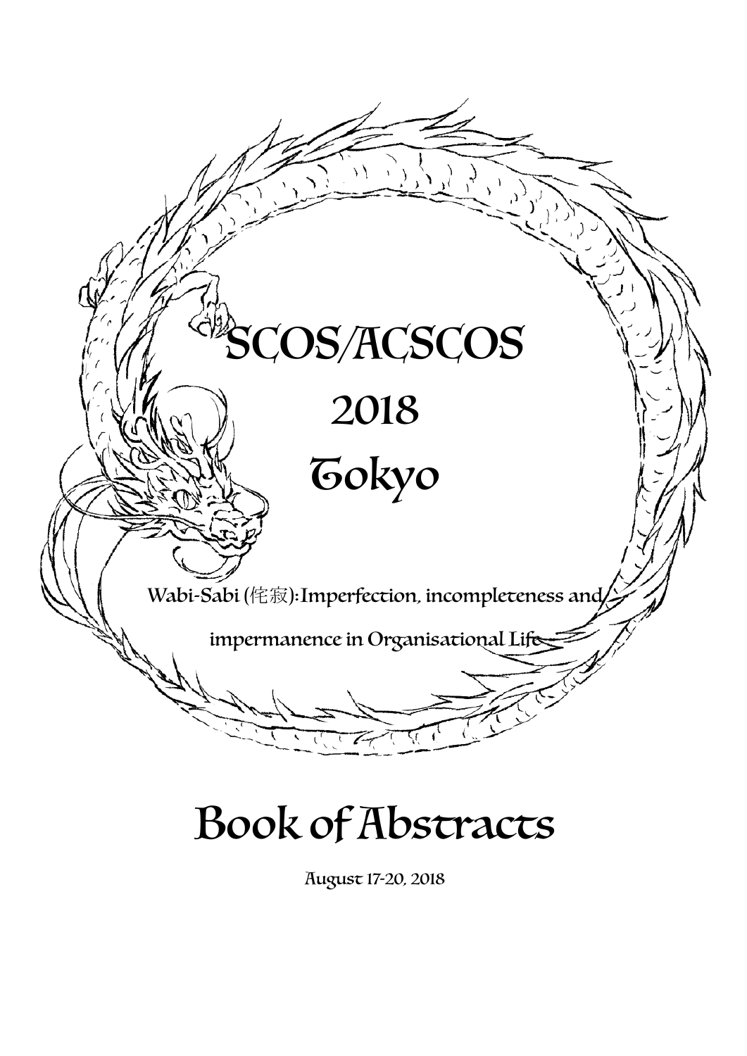# SCOS/ACSCOS 2018 Tokyo

Wabi-Sabi (侘寂): Imperfection, incompleteness and impermanence in Organisational Life

# Book of Abstracts

August 17-20, 2018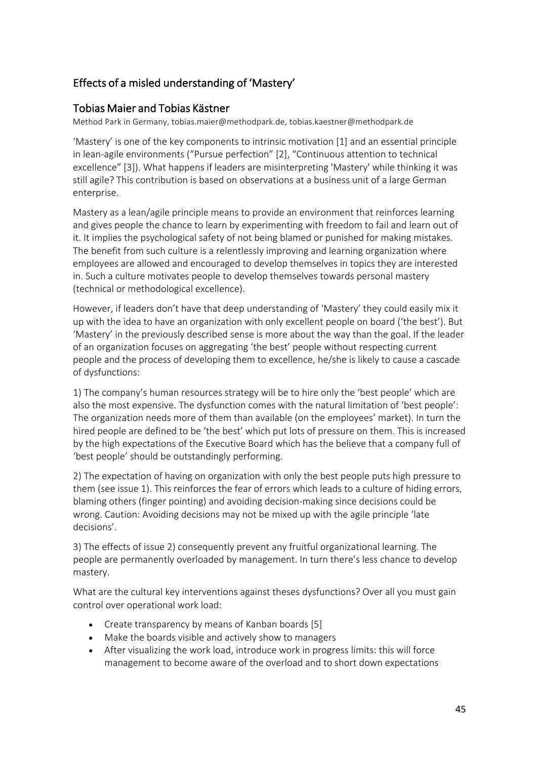## Effects of a misled understanding of 'Mastery'

### Tobias Maier and Tobias Kästner

Method Park in Germany, tobias.maier@methodpark.de, tobias.kaestner@methodpark.de

'Mastery' is one of the key components to intrinsic motivation [1] and an essential principle in lean-agile environments ("Pursue perfection" [2], "Continuous attention to technical excellence" [3]). What happens if leaders are misinterpreting 'Mastery' while thinking it was still agile? This contribution is based on observations at a business unit of a large German enterprise.

Mastery as a lean/agile principle means to provide an environment that reinforces learning and gives people the chance to learn by experimenting with freedom to fail and learn out of it. It implies the psychological safety of not being blamed or punished for making mistakes. The benefit from such culture is a relentlessly improving and learning organization where employees are allowed and encouraged to develop themselves in topics they are interested in. Such a culture motivates people to develop themselves towards personal mastery (technical or methodological excellence).

However, if leaders don't have that deep understanding of 'Mastery' they could easily mix it up with the idea to have an organization with only excellent people on board ('the best'). But 'Mastery' in the previously described sense is more about the way than the goal. If the leader of an organization focuses on aggregating 'the best' people without respecting current people and the process of developing them to excellence, he/she is likely to cause a cascade of dysfunctions:

1) The company's human resources strategy will be to hire only the 'best people' which are also the most expensive. The dysfunction comes with the natural limitation of 'best people': The organization needs more of them than available (on the employees' market). In turn the hired people are defined to be 'the best' which put lots of pressure on them. This is increased by the high expectations of the Executive Board which has the believe that a company full of 'best people' should be outstandingly performing.

2) The expectation of having on organization with only the best people puts high pressure to them (see issue 1). This reinforces the fear of errors which leads to a culture of hiding errors, blaming others (finger pointing) and avoiding decision-making since decisions could be wrong. Caution: Avoiding decisions may not be mixed up with the agile principle 'late decisions'.

3) The effects of issue 2) consequently prevent any fruitful organizational learning. The people are permanently overloaded by management. In turn there's less chance to develop mastery.

What are the cultural key interventions against theses dysfunctions? Over all you must gain control over operational work load:

- Create transparency by means of Kanban boards [5]
- Make the boards visible and actively show to managers
- After visualizing the work load, introduce work in progress limits: this will force management to become aware of the overload and to short down expectations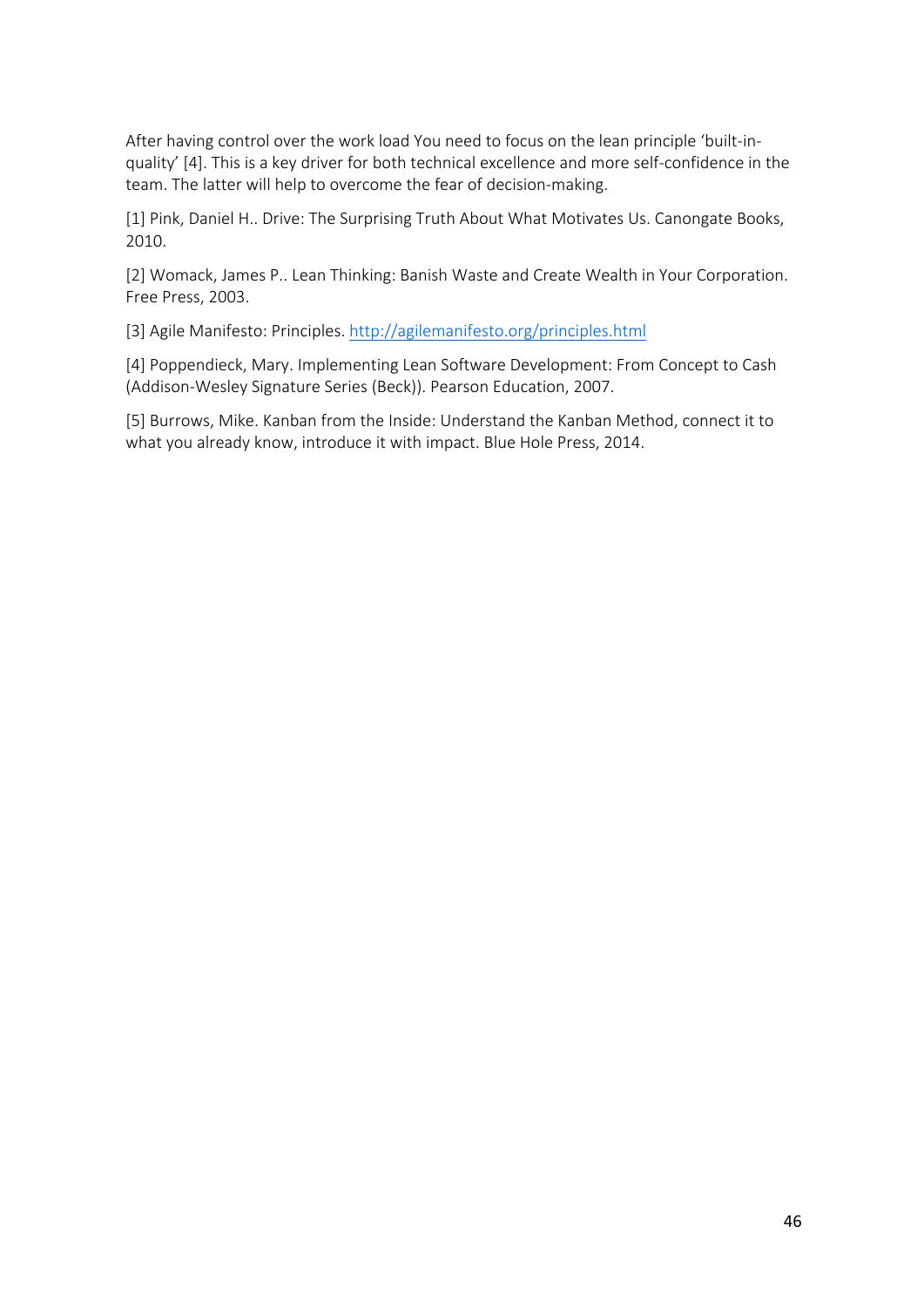After having control over the work load You need to focus on the lean principle 'built-in-quality' [4]. This is a key driver for both technical excellence and more self-confidence in the team. The latter will help to overcome the fear of decision-making.

[1] Pink, Daniel H.. Drive: The Surprising Truth About What Motivates Us. Canongate Books, 2010.

[2] Womack, James P.. Lean Thinking: Banish Waste and Create Wealth in Your Corporation. Free Press, 2003.

[3] Agile Manifesto: Principles. http://agilemanifesto.org/principles.html

[4] Poppendieck, Mary. Implementing Lean Software Development: From Concept to Cash (Addison-Wesley Signature Series (Beck)). Pearson Education, 2007.

[5] Burrows, Mike. Kanban from the Inside: Understand the Kanban Method, connect it to what you already know, introduce it with impact. Blue Hole Press, 2014.